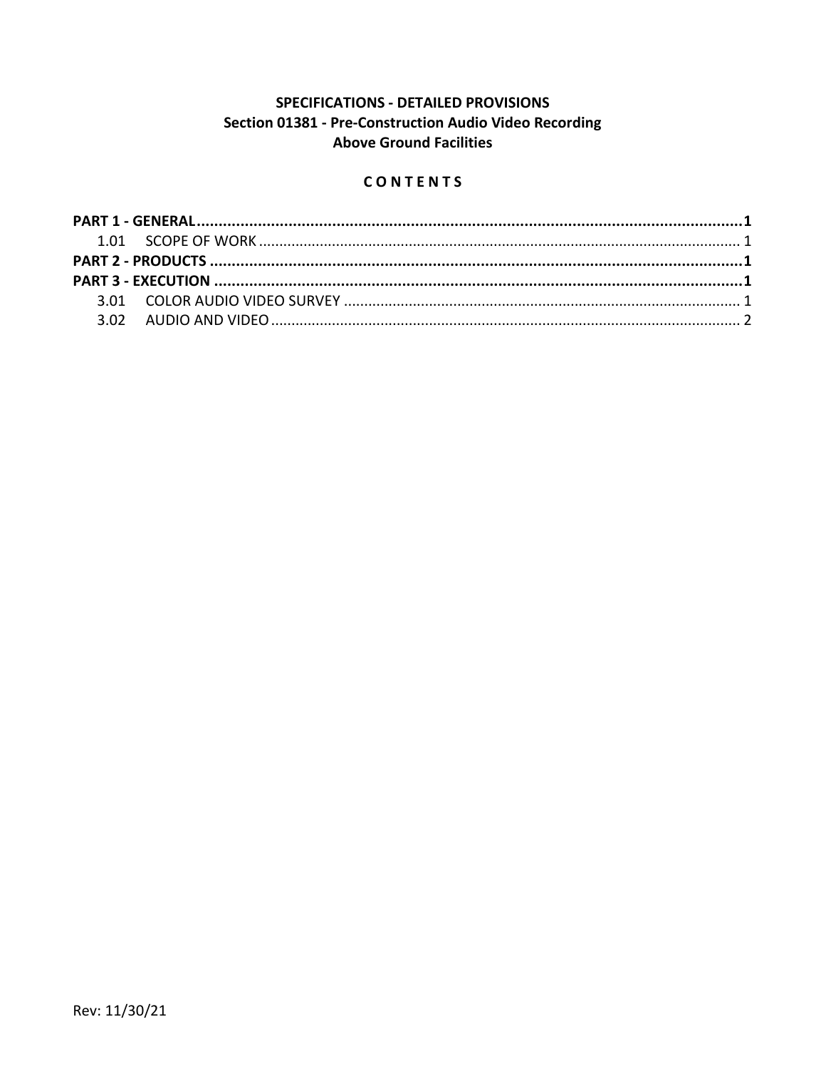**SPECIFICATIONS - DETAILED PROVISIONS**
**Section 01381 - Pre-Construction Audio Video Recording**
**Above Ground Facilities**

**C O N T E N T S**

**PART 1 - GENERAL....................................................................................................................1**
1.01 SCOPE OF WORK .............................................................................................................. 1
**PART 2 - PRODUCTS ................................................................................................................1**
**PART 3 - EXECUTION ...............................................................................................................1**
3.01 COLOR AUDIO VIDEO SURVEY ......................................................................................... 1
3.02 AUDIO AND VIDEO............................................................................................................ 2

Rev: 11/30/21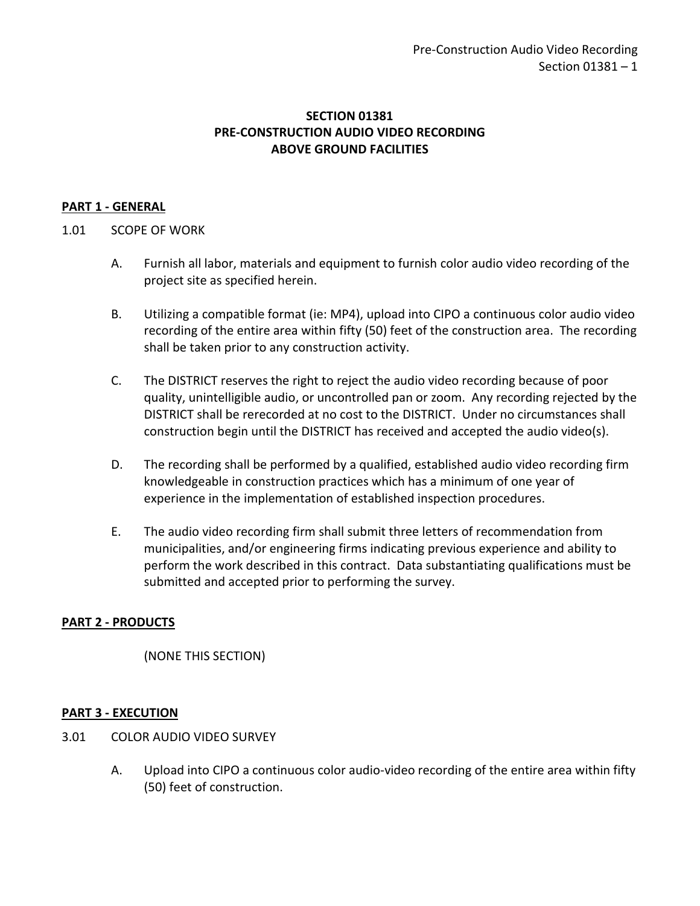# SECTION 01381
# PRE-CONSTRUCTION AUDIO VIDEO RECORDING
# ABOVE GROUND FACILITIES

## PART 1 - GENERAL

### 1.01 SCOPE OF WORK

A. Furnish all labor, materials and equipment to furnish color audio video recording of the project site as specified herein.

B. Utilizing a compatible format (ie: MP4), upload into CIPO a continuous color audio video recording of the entire area within fifty (50) feet of the construction area. The recording shall be taken prior to any construction activity.

C. The DISTRICT reserves the right to reject the audio video recording because of poor quality, unintelligible audio, or uncontrolled pan or zoom. Any recording rejected by the DISTRICT shall be rerecorded at no cost to the DISTRICT. Under no circumstances shall construction begin until the DISTRICT has received and accepted the audio video(s).

D. The recording shall be performed by a qualified, established audio video recording firm knowledgeable in construction practices which has a minimum of one year of experience in the implementation of established inspection procedures.

E. The audio video recording firm shall submit three letters of recommendation from municipalities, and/or engineering firms indicating previous experience and ability to perform the work described in this contract. Data substantiating qualifications must be submitted and accepted prior to performing the survey.

## PART 2 - PRODUCTS

(NONE THIS SECTION)

## PART 3 - EXECUTION

### 3.01 COLOR AUDIO VIDEO SURVEY

A. Upload into CIPO a continuous color audio-video recording of the entire area within fifty (50) feet of construction.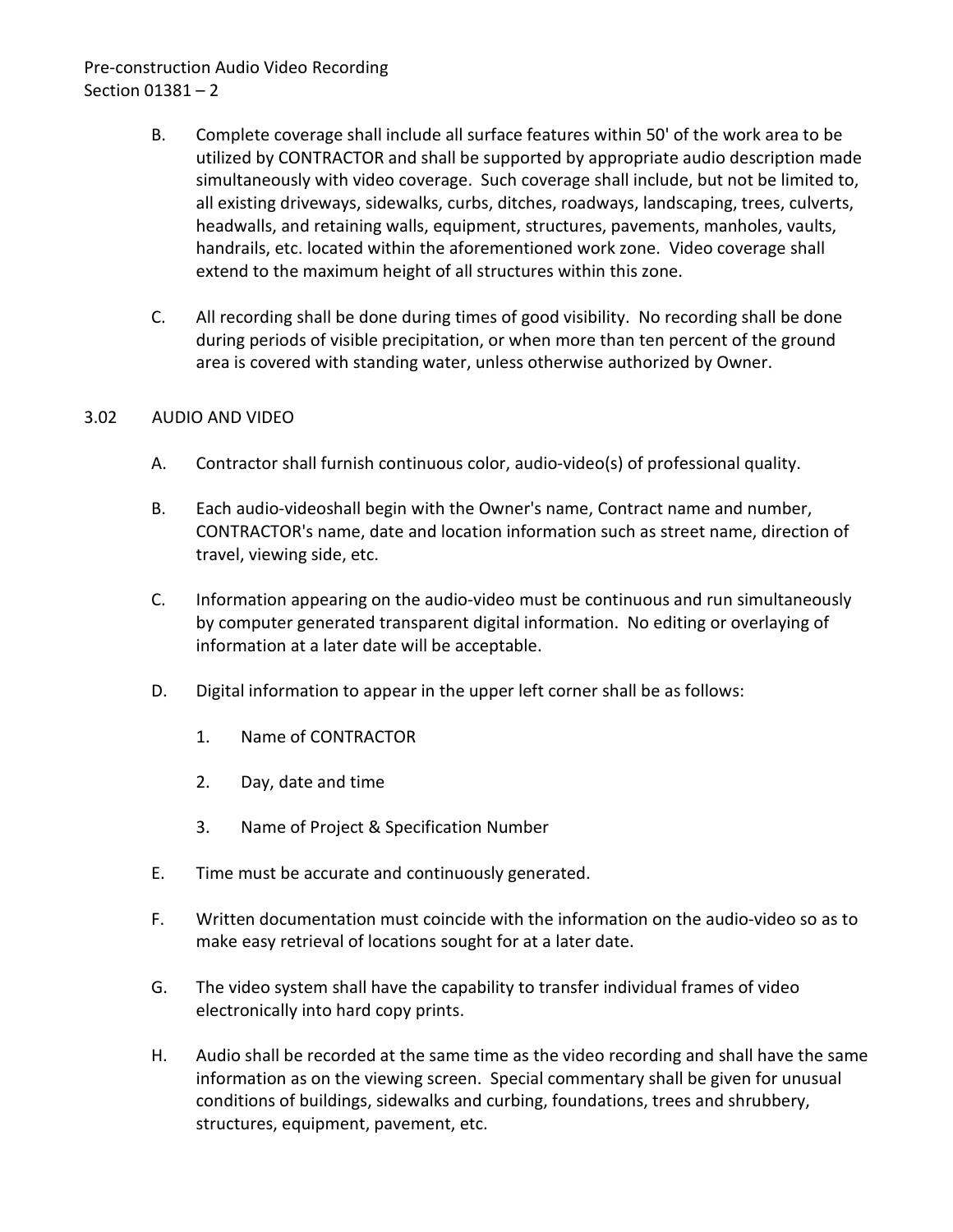B. Complete coverage shall include all surface features within 50' of the work area to be utilized by CONTRACTOR and shall be supported by appropriate audio description made simultaneously with video coverage. Such coverage shall include, but not be limited to, all existing driveways, sidewalks, curbs, ditches, roadways, landscaping, trees, culverts, headwalls, and retaining walls, equipment, structures, pavements, manholes, vaults, handrails, etc. located within the aforementioned work zone. Video coverage shall extend to the maximum height of all structures within this zone.

C. All recording shall be done during times of good visibility. No recording shall be done during periods of visible precipitation, or when more than ten percent of the ground area is covered with standing water, unless otherwise authorized by Owner.

3.02 AUDIO AND VIDEO

A. Contractor shall furnish continuous color, audio-video(s) of professional quality.

B. Each audio-videoshall begin with the Owner's name, Contract name and number, CONTRACTOR's name, date and location information such as street name, direction of travel, viewing side, etc.

C. Information appearing on the audio-video must be continuous and run simultaneously by computer generated transparent digital information. No editing or overlaying of information at a later date will be acceptable.

D. Digital information to appear in the upper left corner shall be as follows:

1. Name of CONTRACTOR
2. Day, date and time
3. Name of Project & Specification Number

E. Time must be accurate and continuously generated.

F. Written documentation must coincide with the information on the audio-video so as to make easy retrieval of locations sought for at a later date.

G. The video system shall have the capability to transfer individual frames of video electronically into hard copy prints.

H. Audio shall be recorded at the same time as the video recording and shall have the same information as on the viewing screen. Special commentary shall be given for unusual conditions of buildings, sidewalks and curbing, foundations, trees and shrubbery, structures, equipment, pavement, etc.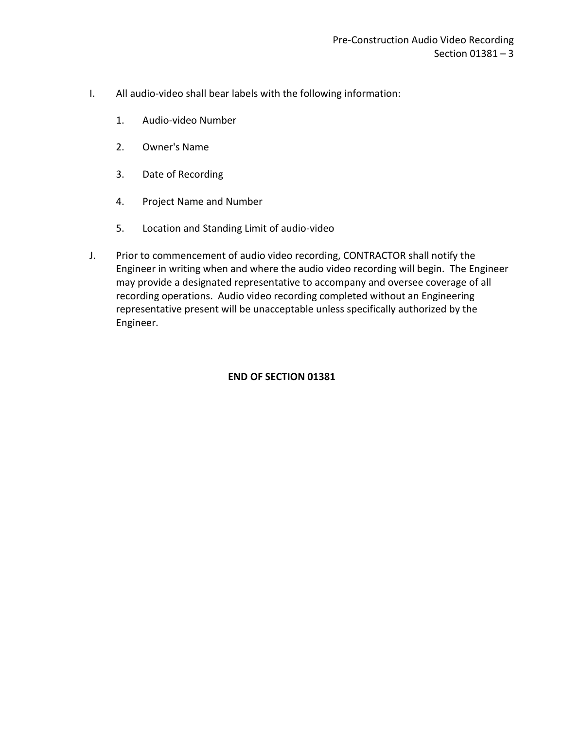I. All audio-video shall bear labels with the following information:

   1. Audio-video Number

   2. Owner's Name

   3. Date of Recording

   4. Project Name and Number

   5. Location and Standing Limit of audio-video

J. Prior to commencement of audio video recording, CONTRACTOR shall notify the Engineer in writing when and where the audio video recording will begin. The Engineer may provide a designated representative to accompany and oversee coverage of all recording operations. Audio video recording completed without an Engineering representative present will be unacceptable unless specifically authorized by the Engineer.

**END OF SECTION 01381**